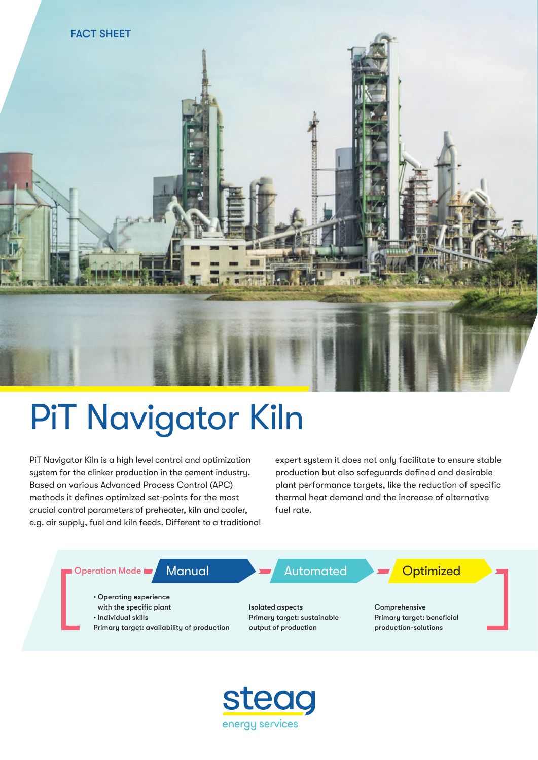FACT SHEET

# PiT Navigator Kiln

PiT Navigator Kiln is a high level control and optimization system for the clinker production in the cement industry. Based on various Advanced Process Control (APC) methods it defines optimized set-points for the most crucial control parameters of preheater, kiln and cooler, e.g. air supply, fuel and kiln feeds. Different to a traditional expert system it does not only facilitate to ensure stable production but also safeguards defined and desirable plant performance targets, like the reduction of specific thermal heat demand and the increase of alternative fuel rate.

| Operation Mode | Manual | Automated | Optimized |
|---|---|---|---|
| | • Operating experience with the specific plant<br>• Individual skills<br>Primary target: availability of production | Isolated aspects<br>Primary target: sustainable output of production | Comprehensive<br>Primary target: beneficial production-solutions |

steag energy services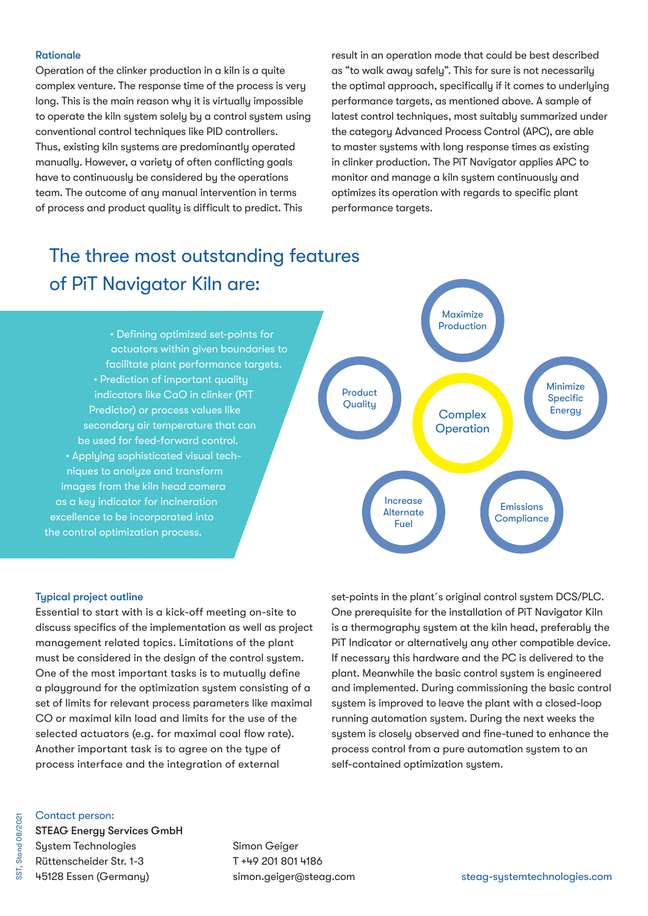### Rationale

Operation of the clinker production in a kiln is a quite complex venture. The response time of the process is very long. This is the main reason why it is virtually impossible to operate the kiln system solely by a control system using conventional control techniques like PID controllers. Thus, existing kiln systems are predominantly operated manually. However, a variety of often conflicting goals have to continuously be considered by the operations team. The outcome of any manual intervention in terms of process and product quality is difficult to predict. This result in an operation mode that could be best described as "to walk away safely". This for sure is not necessarily the optimal approach, specifically if it comes to underlying performance targets, as mentioned above. A sample of latest control techniques, most suitably summarized under the category Advanced Process Control (APC), are able to master systems with long response times as existing in clinker production. The PiT Navigator applies APC to monitor and manage a kiln system continuously and optimizes its operation with regards to specific plant performance targets.

## The three most outstanding features of PiT Navigator Kiln are:

- Defining optimized set-points for actuators within given boundaries to facilitate plant performance targets.
- Prediction of important quality indicators like CaO in clinker (PiT Predictor) or process values like secondary air temperature that can be used for feed-forward control.
- Applying sophisticated visual techniques to analyze and transform images from the kiln head camera as a key indicator for incineration excellence to be incorporated into the control optimization process.

Complex Operation

Maximize Production

Minimize Specific Energy

Emissions Compliance

Increase Alternate Fuel

Product Quality

### Typical project outline

Essential to start with is a kick-off meeting on-site to discuss specifics of the implementation as well as project management related topics. Limitations of the plant must be considered in the design of the control system. One of the most important tasks is to mutually define a playground for the optimization system consisting of a set of limits for relevant process parameters like maximal CO or maximal kiln load and limits for the use of the selected actuators (e.g. for maximal coal flow rate). Another important task is to agree on the type of process interface and the integration of external set-points in the plant´s original control system DCS/PLC. One prerequisite for the installation of PiT Navigator Kiln is a thermography system at the kiln head, preferably the PiT Indicator or alternatively any other compatible device. If necessary this hardware and the PC is delivered to the plant. Meanwhile the basic control system is engineered and implemented. During commissioning the basic control system is improved to leave the plant with a closed-loop running automation system. During the next weeks the system is closely observed and fine-tuned to enhance the process control from a pure automation system to an self-contained optimization system.

Contact person:

**STEAG Energy Services GmbH**
System Technologies
Rüttenscheider Str. 1-3
45128 Essen (Germany)

Simon Geiger
T +49 201 801 4186
simon.geiger@steag.com

steag-systemtechnologies.com

SST, Stand 08/2021